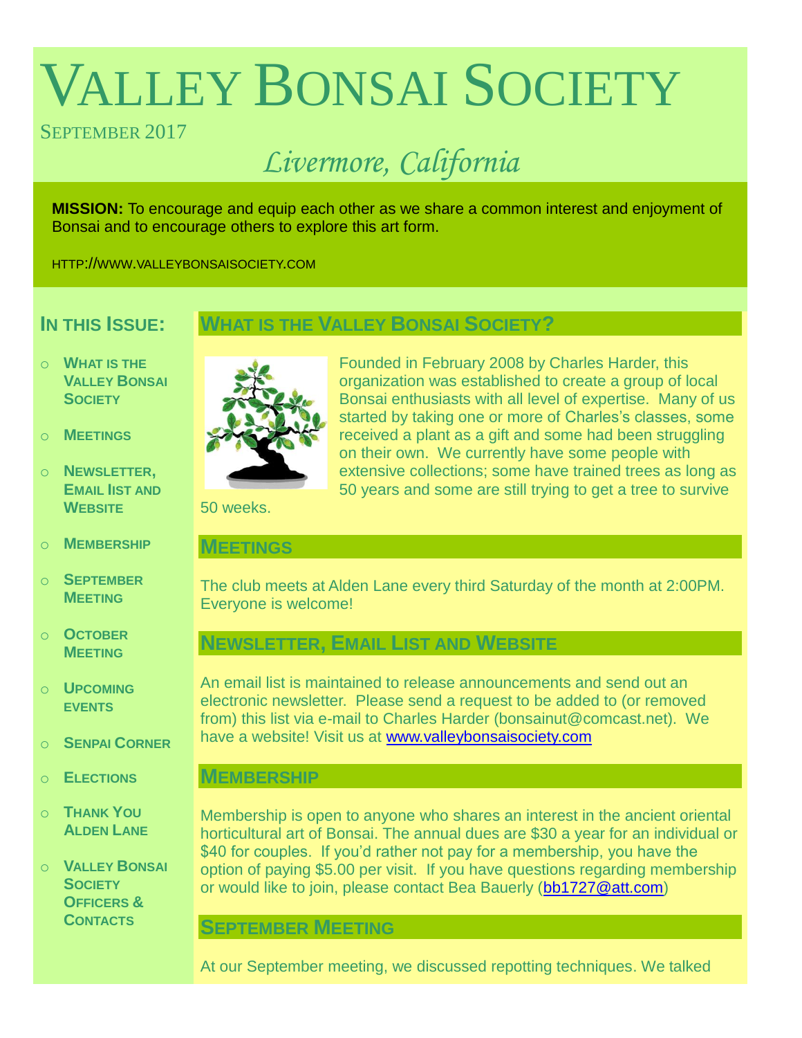# VALLEY BONSAI SOCIETY

SEPTEMBER 2017

*Livermore, California*

**MISSION:** To encourage and equip each other as we share a common interest and enjoyment of Bonsai and to encourage others to explore this art form.

HTTP://WWW.VALLEYBONSAISOCIETY.COM

## IN THIS ISSUE:

- WHAT IS THE VALLEY BONSAI SOCIETY
- MEETINGS
- NEWSLETTER, EMAIL lIST AND WEBSITE
- MEMBERSHIP
- SEPTEMBER MEETING
- OCTOBER MEETING
- UPCOMING EVENTS
- SENPAI CORNER
- ELECTIONS
- THANK YOU ALDEN LANE
- VALLEY BONSAI SOCIETY OFFICERS & CONTACTS

## WHAT IS THE VALLEY BONSAI SOCIETY?

Founded in February 2008 by Charles Harder, this organization was established to create a group of local Bonsai enthusiasts with all level of expertise. Many of us started by taking one or more of Charles's classes, some received a plant as a gift and some had been struggling on their own. We currently have some people with extensive collections; some have trained trees as long as 50 years and some are still trying to get a tree to survive 50 weeks.

## MEETINGS

The club meets at Alden Lane every third Saturday of the month at 2:00PM. Everyone is welcome!

## NEWSLETTER, EMAIL LIST AND WEBSITE

An email list is maintained to release announcements and send out an electronic newsletter. Please send a request to be added to (or removed from) this list via e-mail to Charles Harder (bonsainut@comcast.net). We have a website! Visit us at www.valleybonsaisociety.com

## MEMBERSHIP

Membership is open to anyone who shares an interest in the ancient oriental horticultural art of Bonsai. The annual dues are $30 a year for an individual or $40 for couples. If you'd rather not pay for a membership, you have the option of paying $5.00 per visit. If you have questions regarding membership or would like to join, please contact Bea Bauerly (bb1727@att.com)

## SEPTEMBER MEETING

At our September meeting, we discussed repotting techniques. We talked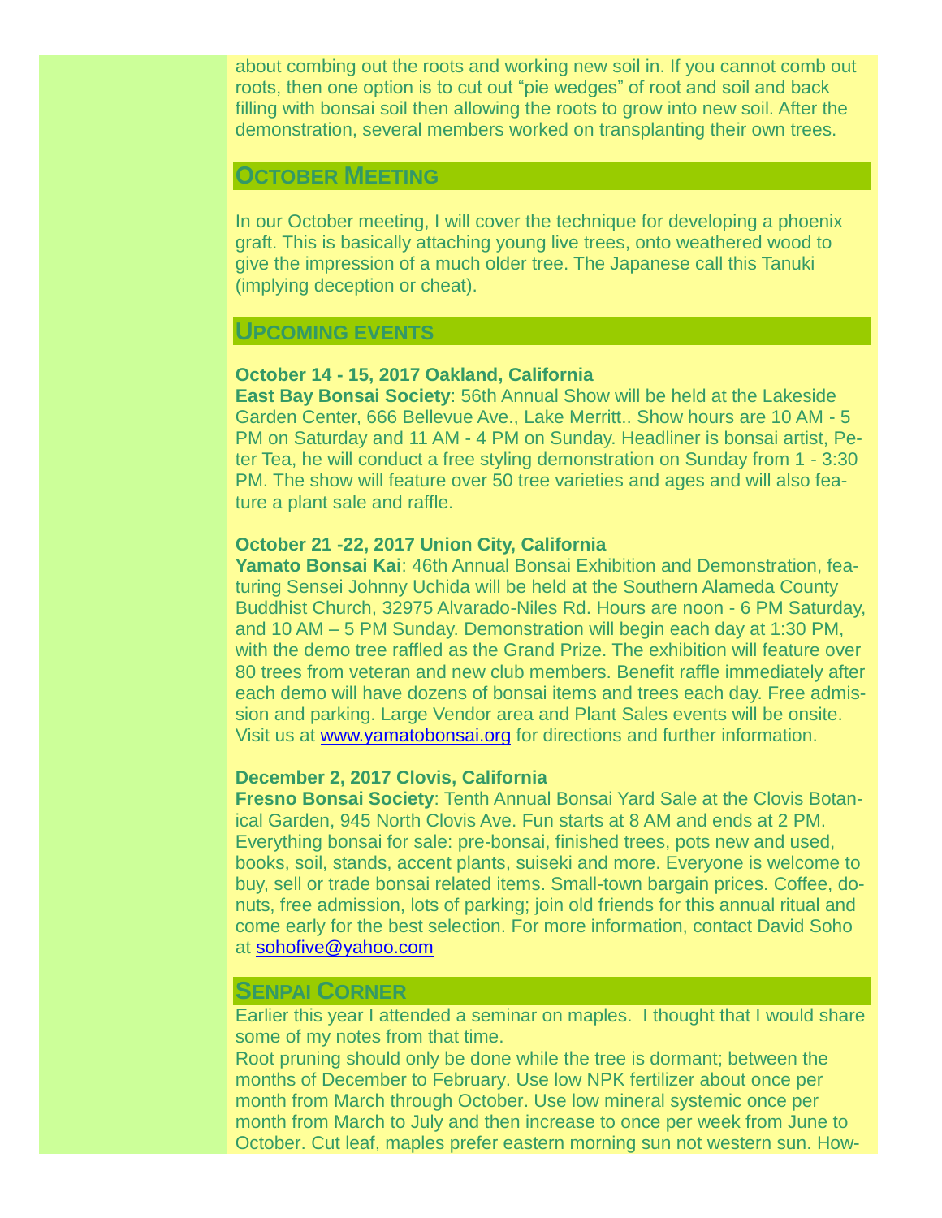about combing out the roots and working new soil in. If you cannot comb out roots, then one option is to cut out "pie wedges" of root and soil and back filling with bonsai soil then allowing the roots to grow into new soil. After the demonstration, several members worked on transplanting their own trees.

## October Meeting

In our October meeting, I will cover the technique for developing a phoenix graft. This is basically attaching young live trees, onto weathered wood to give the impression of a much older tree. The Japanese call this Tanuki (implying deception or cheat).

## Upcoming events

**October 14 - 15, 2017 Oakland, California**
**East Bay Bonsai Society**: 56th Annual Show will be held at the Lakeside Garden Center, 666 Bellevue Ave., Lake Merritt.. Show hours are 10 AM - 5 PM on Saturday and 11 AM - 4 PM on Sunday. Headliner is bonsai artist, Peter Tea, he will conduct a free styling demonstration on Sunday from 1 - 3:30 PM. The show will feature over 50 tree varieties and ages and will also feature a plant sale and raffle.

**October 21 -22, 2017 Union City, California**
**Yamato Bonsai Kai**: 46th Annual Bonsai Exhibition and Demonstration, featuring Sensei Johnny Uchida will be held at the Southern Alameda County Buddhist Church, 32975 Alvarado-Niles Rd. Hours are noon - 6 PM Saturday, and 10 AM – 5 PM Sunday. Demonstration will begin each day at 1:30 PM, with the demo tree raffled as the Grand Prize. The exhibition will feature over 80 trees from veteran and new club members. Benefit raffle immediately after each demo will have dozens of bonsai items and trees each day. Free admission and parking. Large Vendor area and Plant Sales events will be onsite. Visit us at [www.yamatobonsai.org](http://www.yamatobonsai.org) for directions and further information.

**December 2, 2017 Clovis, California**
**Fresno Bonsai Society**: Tenth Annual Bonsai Yard Sale at the Clovis Botanical Garden, 945 North Clovis Ave. Fun starts at 8 AM and ends at 2 PM. Everything bonsai for sale: pre-bonsai, finished trees, pots new and used, books, soil, stands, accent plants, suiseki and more. Everyone is welcome to buy, sell or trade bonsai related items. Small-town bargain prices. Coffee, donuts, free admission, lots of parking; join old friends for this annual ritual and come early for the best selection. For more information, contact David Soho at [sohofive@yahoo.com](mailto:sohofive@yahoo.com)

## Senpai Corner

Earlier this year I attended a seminar on maples. I thought that I would share some of my notes from that time.

Root pruning should only be done while the tree is dormant; between the months of December to February. Use low NPK fertilizer about once per month from March through October. Use low mineral systemic once per month from March to July and then increase to once per week from June to October. Cut leaf, maples prefer eastern morning sun not western sun. How-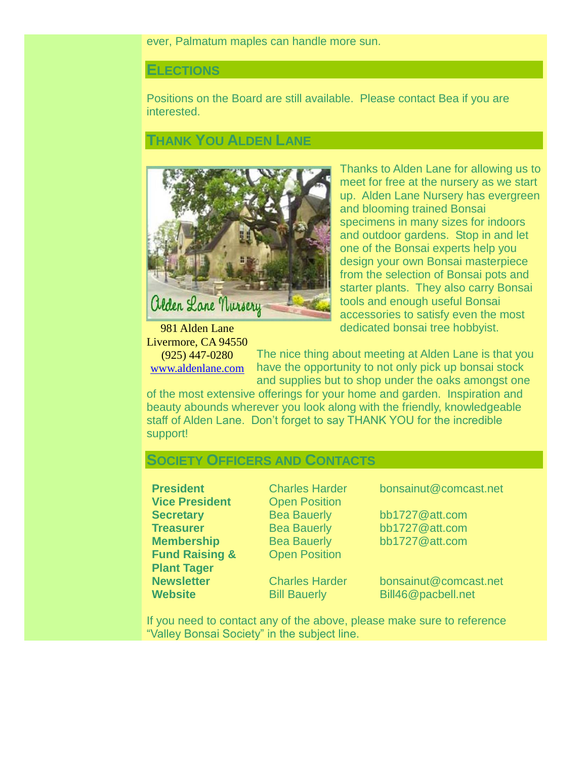ever, Palmatum maples can handle more sun.

## Elections

Positions on the Board are still available. Please contact Bea if you are interested.

## Thank You Alden Lane

Thanks to Alden Lane for allowing us to meet for free at the nursery as we start up. Alden Lane Nursery has evergreen and blooming trained Bonsai specimens in many sizes for indoors and outdoor gardens. Stop in and let one of the Bonsai experts help you design your own Bonsai masterpiece from the selection of Bonsai pots and starter plants. They also carry Bonsai tools and enough useful Bonsai accessories to satisfy even the most dedicated bonsai tree hobbyist.

981 Alden Lane
Livermore, CA 94550
(925) 447-0280
www.aldenlane.com

The nice thing about meeting at Alden Lane is that you have the opportunity to not only pick up bonsai stock and supplies but to shop under the oaks amongst one of the most extensive offerings for your home and garden. Inspiration and beauty abounds wherever you look along with the friendly, knowledgeable staff of Alden Lane. Don't forget to say THANK YOU for the incredible support!

## Society Officers and Contacts

| | | |
|---|---|---|
| **President** | Charles Harder | bonsainut@comcast.net |
| **Vice President** | Open Position | |
| **Secretary** | Bea Bauerly | bb1727@att.com |
| **Treasurer** | Bea Bauerly | bb1727@att.com |
| **Membership** | Bea Bauerly | bb1727@att.com |
| **Fund Raising & Plant Tager** | Open Position | |
| **Newsletter** | Charles Harder | bonsainut@comcast.net |
| **Website** | Bill Bauerly | Bill46@pacbell.net |

If you need to contact any of the above, please make sure to reference "Valley Bonsai Society" in the subject line.